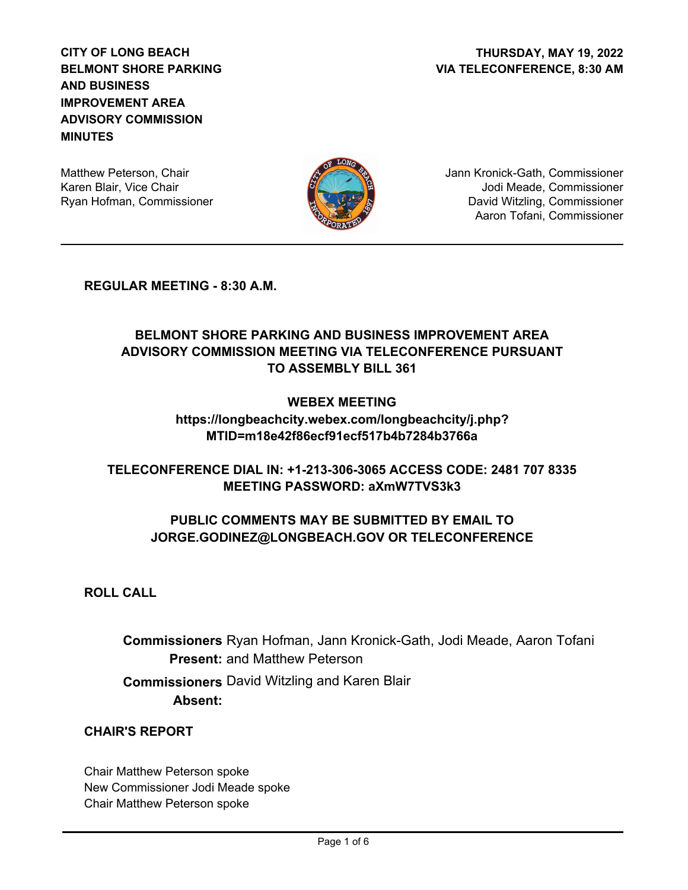**CITY OF LONG BEACH**
**BELMONT SHORE PARKING AND BUSINESS IMPROVEMENT AREA ADVISORY COMMISSION MINUTES**

**THURSDAY, MAY 19, 2022**
**VIA TELECONFERENCE, 8:30 AM**

Matthew Peterson, Chair
Karen Blair, Vice Chair
Ryan Hofman, Commissioner

Jann Kronick-Gath, Commissioner
Jodi Meade, Commissioner
David Witzling, Commissioner
Aaron Tofani, Commissioner

---

## REGULAR MEETING - 8:30 A.M.

**BELMONT SHORE PARKING AND BUSINESS IMPROVEMENT AREA ADVISORY COMMISSION MEETING VIA TELECONFERENCE PURSUANT TO ASSEMBLY BILL 361**

**WEBEX MEETING**
**https://longbeachcity.webex.com/longbeachcity/j.php?MTID=m18e42f86ecf91ecf517b4b7284b3766a**

**TELECONFERENCE DIAL IN: +1-213-306-3065 ACCESS CODE: 2481 707 8335**
**MEETING PASSWORD: aXmW7TVS3k3**

**PUBLIC COMMENTS MAY BE SUBMITTED BY EMAIL TO JORGE.GODINEZ@LONGBEACH.GOV OR TELECONFERENCE**

## ROLL CALL

**Commissioners Present:** Ryan Hofman, Jann Kronick-Gath, Jodi Meade, Aaron Tofani and Matthew Peterson

**Commissioners Absent:** David Witzling and Karen Blair

## CHAIR'S REPORT

Chair Matthew Peterson spoke
New Commissioner Jodi Meade spoke
Chair Matthew Peterson spoke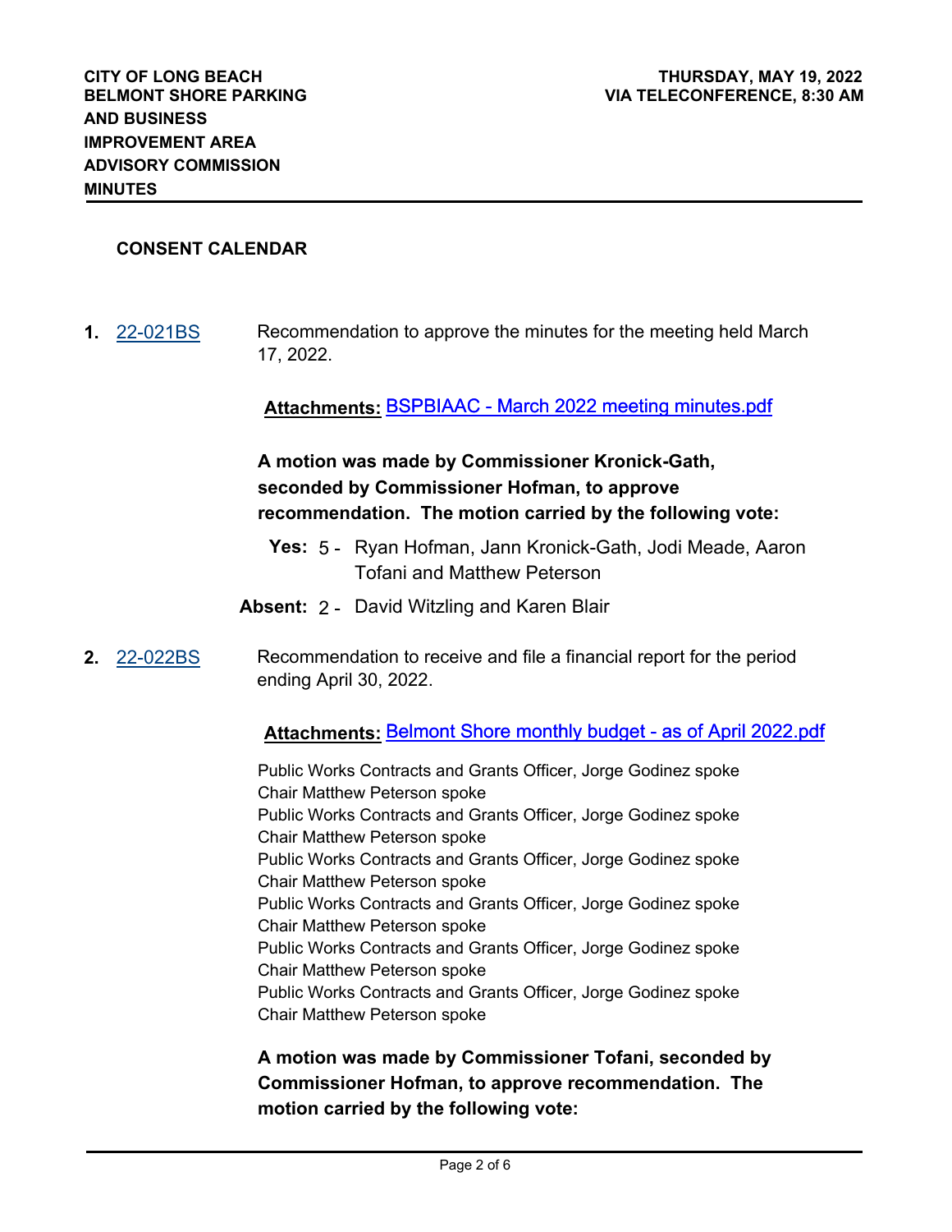## CONSENT CALENDAR

**1.** 22-021BS Recommendation to approve the minutes for the meeting held March 17, 2022.

**Attachments:** BSPBIAAC - March 2022 meeting minutes.pdf

**A motion was made by Commissioner Kronick-Gath, seconded by Commissioner Hofman, to approve recommendation. The motion carried by the following vote:**

**Yes:** 5 - Ryan Hofman, Jann Kronick-Gath, Jodi Meade, Aaron Tofani and Matthew Peterson

**Absent:** 2 - David Witzling and Karen Blair

**2.** 22-022BS Recommendation to receive and file a financial report for the period ending April 30, 2022.

**Attachments:** Belmont Shore monthly budget - as of April 2022.pdf

Public Works Contracts and Grants Officer, Jorge Godinez spoke
Chair Matthew Peterson spoke
Public Works Contracts and Grants Officer, Jorge Godinez spoke
Chair Matthew Peterson spoke
Public Works Contracts and Grants Officer, Jorge Godinez spoke
Chair Matthew Peterson spoke
Public Works Contracts and Grants Officer, Jorge Godinez spoke
Chair Matthew Peterson spoke
Public Works Contracts and Grants Officer, Jorge Godinez spoke
Chair Matthew Peterson spoke
Public Works Contracts and Grants Officer, Jorge Godinez spoke
Chair Matthew Peterson spoke

**A motion was made by Commissioner Tofani, seconded by Commissioner Hofman, to approve recommendation. The motion carried by the following vote:**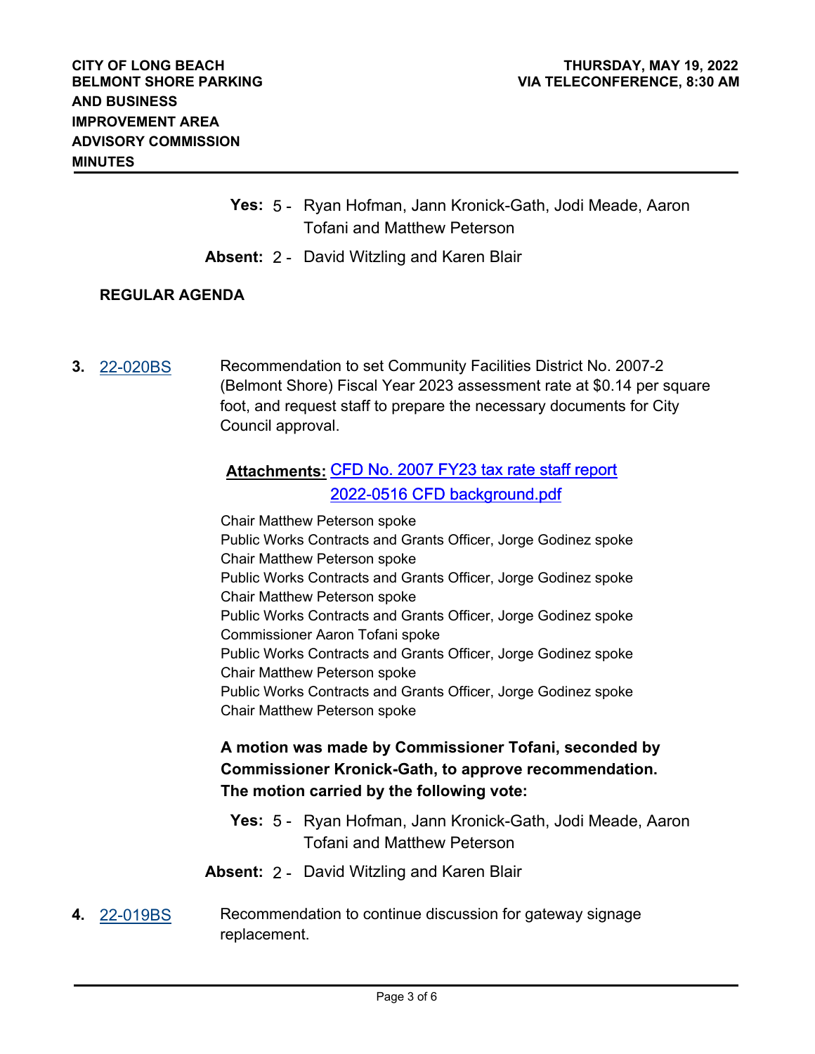**Yes:** 5 - Ryan Hofman, Jann Kronick-Gath, Jodi Meade, Aaron Tofani and Matthew Peterson

**Absent:** 2 - David Witzling and Karen Blair

## REGULAR AGENDA

**3.** 22-020BS

Recommendation to set Community Facilities District No. 2007-2 (Belmont Shore) Fiscal Year 2023 assessment rate at $0.14 per square foot, and request staff to prepare the necessary documents for City Council approval.

**Attachments:** CFD No. 2007 FY23 tax rate staff report
2022-0516 CFD background.pdf

Chair Matthew Peterson spoke
Public Works Contracts and Grants Officer, Jorge Godinez spoke
Chair Matthew Peterson spoke
Public Works Contracts and Grants Officer, Jorge Godinez spoke
Chair Matthew Peterson spoke
Public Works Contracts and Grants Officer, Jorge Godinez spoke
Commissioner Aaron Tofani spoke
Public Works Contracts and Grants Officer, Jorge Godinez spoke
Chair Matthew Peterson spoke
Public Works Contracts and Grants Officer, Jorge Godinez spoke
Chair Matthew Peterson spoke

**A motion was made by Commissioner Tofani, seconded by Commissioner Kronick-Gath, to approve recommendation. The motion carried by the following vote:**

**Yes:** 5 - Ryan Hofman, Jann Kronick-Gath, Jodi Meade, Aaron Tofani and Matthew Peterson

**Absent:** 2 - David Witzling and Karen Blair

**4.** 22-019BS

Recommendation to continue discussion for gateway signage replacement.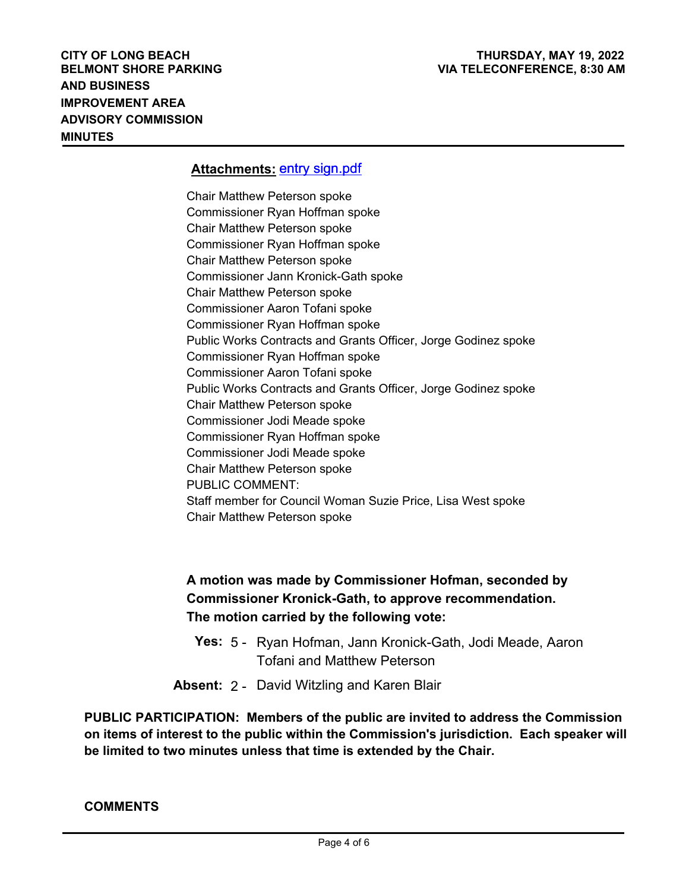**Attachments:** entry sign.pdf

Chair Matthew Peterson spoke
Commissioner Ryan Hoffman spoke
Chair Matthew Peterson spoke
Commissioner Ryan Hoffman spoke
Chair Matthew Peterson spoke
Commissioner Jann Kronick-Gath spoke
Chair Matthew Peterson spoke
Commissioner Aaron Tofani spoke
Commissioner Ryan Hoffman spoke
Public Works Contracts and Grants Officer, Jorge Godinez spoke
Commissioner Ryan Hoffman spoke
Commissioner Aaron Tofani spoke
Public Works Contracts and Grants Officer, Jorge Godinez spoke
Chair Matthew Peterson spoke
Commissioner Jodi Meade spoke
Commissioner Ryan Hoffman spoke
Commissioner Jodi Meade spoke
Chair Matthew Peterson spoke
PUBLIC COMMENT:
Staff member for Council Woman Suzie Price, Lisa West spoke
Chair Matthew Peterson spoke

**A motion was made by Commissioner Hofman, seconded by Commissioner Kronick-Gath, to approve recommendation. The motion carried by the following vote:**

**Yes:** 5 - Ryan Hofman, Jann Kronick-Gath, Jodi Meade, Aaron Tofani and Matthew Peterson

**Absent:** 2 - David Witzling and Karen Blair

**PUBLIC PARTICIPATION: Members of the public are invited to address the Commission on items of interest to the public within the Commission's jurisdiction. Each speaker will be limited to two minutes unless that time is extended by the Chair.**

**COMMENTS**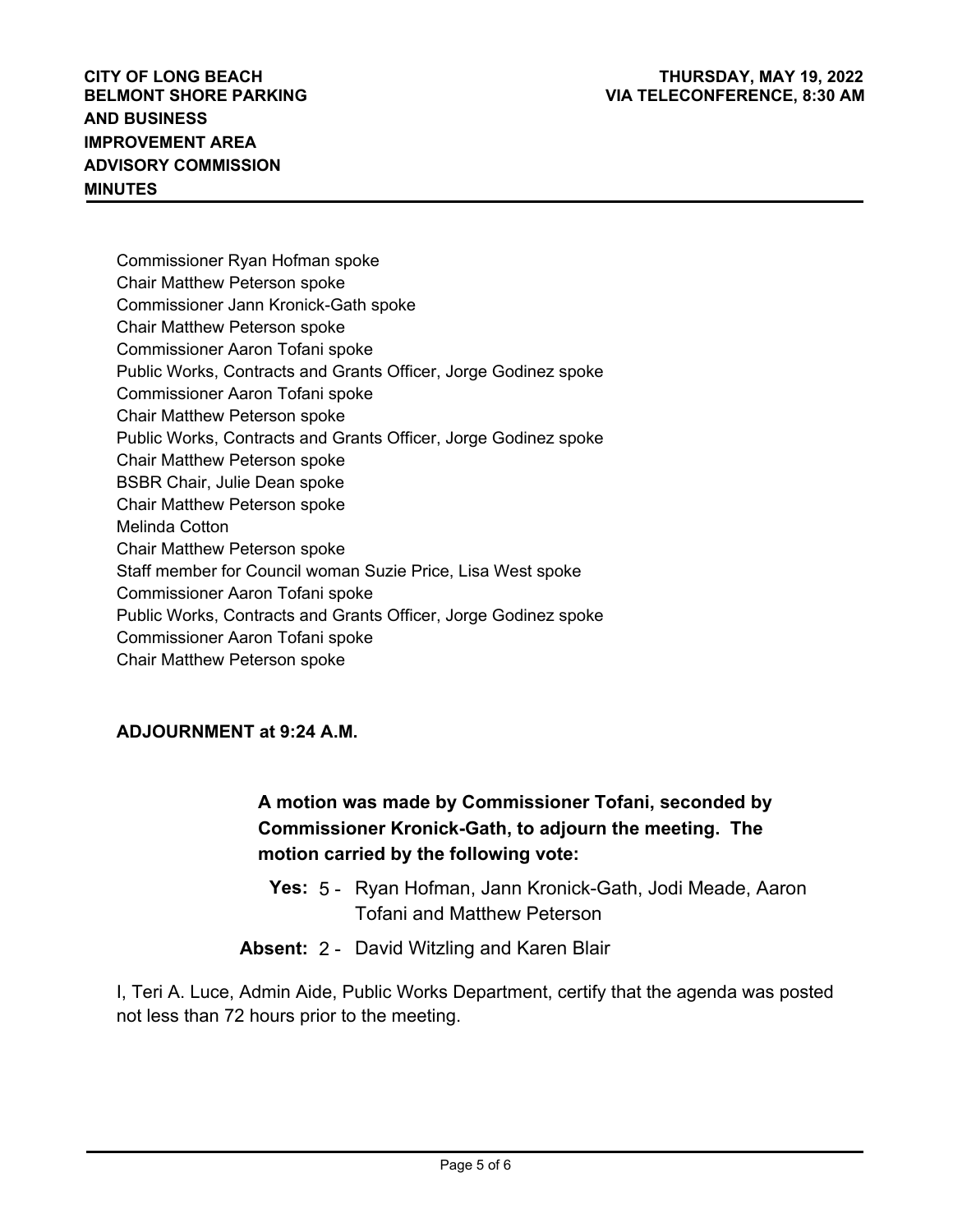Commissioner Ryan Hofman spoke
Chair Matthew Peterson spoke
Commissioner Jann Kronick-Gath spoke
Chair Matthew Peterson spoke
Commissioner Aaron Tofani spoke
Public Works, Contracts and Grants Officer, Jorge Godinez spoke
Commissioner Aaron Tofani spoke
Chair Matthew Peterson spoke
Public Works, Contracts and Grants Officer, Jorge Godinez spoke
Chair Matthew Peterson spoke
BSBR Chair, Julie Dean spoke
Chair Matthew Peterson spoke
Melinda Cotton
Chair Matthew Peterson spoke
Staff member for Council woman Suzie Price, Lisa West spoke
Commissioner Aaron Tofani spoke
Public Works, Contracts and Grants Officer, Jorge Godinez spoke
Commissioner Aaron Tofani spoke
Chair Matthew Peterson spoke

**ADJOURNMENT at 9:24 A.M.**

**A motion was made by Commissioner Tofani, seconded by Commissioner Kronick-Gath, to adjourn the meeting. The motion carried by the following vote:**

**Yes:** 5 - Ryan Hofman, Jann Kronick-Gath, Jodi Meade, Aaron Tofani and Matthew Peterson

**Absent:** 2 - David Witzling and Karen Blair

I, Teri A. Luce, Admin Aide, Public Works Department, certify that the agenda was posted not less than 72 hours prior to the meeting.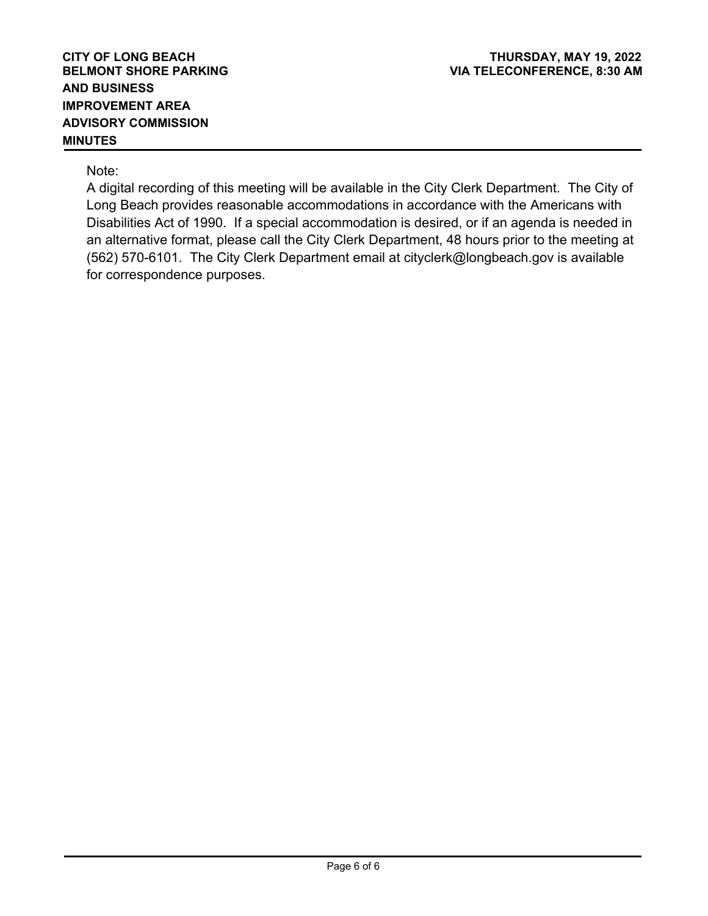Note:

A digital recording of this meeting will be available in the City Clerk Department. The City of Long Beach provides reasonable accommodations in accordance with the Americans with Disabilities Act of 1990. If a special accommodation is desired, or if an agenda is needed in an alternative format, please call the City Clerk Department, 48 hours prior to the meeting at (562) 570-6101. The City Clerk Department email at cityclerk@longbeach.gov is available for correspondence purposes.